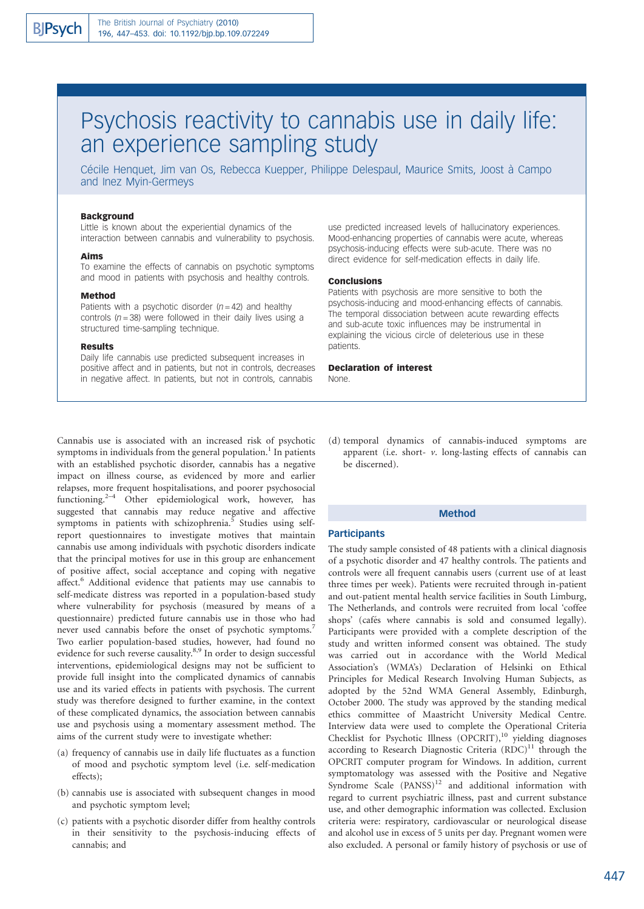# Psychosis reactivity to cannabis use in daily life: an experience sampling study

Cécile Henquet, Jim van Os, Rebecca Kuepper, Philippe Delespaul, Maurice Smits, Joost à Campo and Inez Myin-Germeys

### Background

Little is known about the experiential dynamics of the interaction between cannabis and vulnerability to psychosis.

### Aims

To examine the effects of cannabis on psychotic symptoms and mood in patients with psychosis and healthy controls.

### Method

Patients with a psychotic disorder ($n = 42$) and healthy controls ($n = 38$) were followed in their daily lives using a structured time-sampling technique.

### Results

Daily life cannabis use predicted subsequent increases in positive affect and in patients, but not in controls, decreases in negative affect. In patients, but not in controls, cannabis use predicted increased levels of hallucinatory experiences. Mood-enhancing properties of cannabis were acute, whereas psychosis-inducing effects were sub-acute. There was no direct evidence for self-medication effects in daily life.

### Conclusions

Patients with psychosis are more sensitive to both the psychosis-inducing and mood-enhancing effects of cannabis. The temporal dissociation between acute rewarding effects and sub-acute toxic influences may be instrumental in explaining the vicious circle of deleterious use in these patients.

### Declaration of interest

None.

Cannabis use is associated with an increased risk of psychotic symptoms in individuals from the general population.[1] In patients with an established psychotic disorder, cannabis has a negative impact on illness course, as evidenced by more and earlier relapses, more frequent hospitalisations, and poorer psychosocial functioning.[2–4] Other epidemiological work, however, has suggested that cannabis may reduce negative and affective symptoms in patients with schizophrenia.[5] Studies using self-report questionnaires to investigate motives that maintain cannabis use among individuals with psychotic disorders indicate that the principal motives for use in this group are enhancement of positive affect, social acceptance and coping with negative affect.[6] Additional evidence that patients may use cannabis to self-medicate distress was reported in a population-based study where vulnerability for psychosis (measured by means of a questionnaire) predicted future cannabis use in those who had never used cannabis before the onset of psychotic symptoms.[7] Two earlier population-based studies, however, had found no evidence for such reverse causality.[8,9] In order to design successful interventions, epidemiological designs may not be sufficient to provide full insight into the complicated dynamics of cannabis use and its varied effects in patients with psychosis. The current study was therefore designed to further examine, in the context of these complicated dynamics, the association between cannabis use and psychosis using a momentary assessment method. The aims of the current study were to investigate whether:

(a) frequency of cannabis use in daily life fluctuates as a function of mood and psychotic symptom level (i.e. self-medication effects);

(b) cannabis use is associated with subsequent changes in mood and psychotic symptom level;

(c) patients with a psychotic disorder differ from healthy controls in their sensitivity to the psychosis-inducing effects of cannabis; and

(d) temporal dynamics of cannabis-induced symptoms are apparent (i.e. short- *v.* long-lasting effects of cannabis can be discerned).

## Method

### Participants

The study sample consisted of 48 patients with a clinical diagnosis of a psychotic disorder and 47 healthy controls. The patients and controls were all frequent cannabis users (current use of at least three times per week). Patients were recruited through in-patient and out-patient mental health service facilities in South Limburg, The Netherlands, and controls were recruited from local 'coffee shops' (cafés where cannabis is sold and consumed legally). Participants were provided with a complete description of the study and written informed consent was obtained. The study was carried out in accordance with the World Medical Association's (WMA's) Declaration of Helsinki on Ethical Principles for Medical Research Involving Human Subjects, as adopted by the 52nd WMA General Assembly, Edinburgh, October 2000. The study was approved by the standing medical ethics committee of Maastricht University Medical Centre. Interview data were used to complete the Operational Criteria Checklist for Psychotic Illness (OPCRIT),[10] yielding diagnoses according to Research Diagnostic Criteria (RDC)[11] through the OPCRIT computer program for Windows. In addition, current symptomatology was assessed with the Positive and Negative Syndrome Scale (PANSS)[12] and additional information with regard to current psychiatric illness, past and current substance use, and other demographic information was collected. Exclusion criteria were: respiratory, cardiovascular or neurological disease and alcohol use in excess of 5 units per day. Pregnant women were also excluded. A personal or family history of psychosis or use of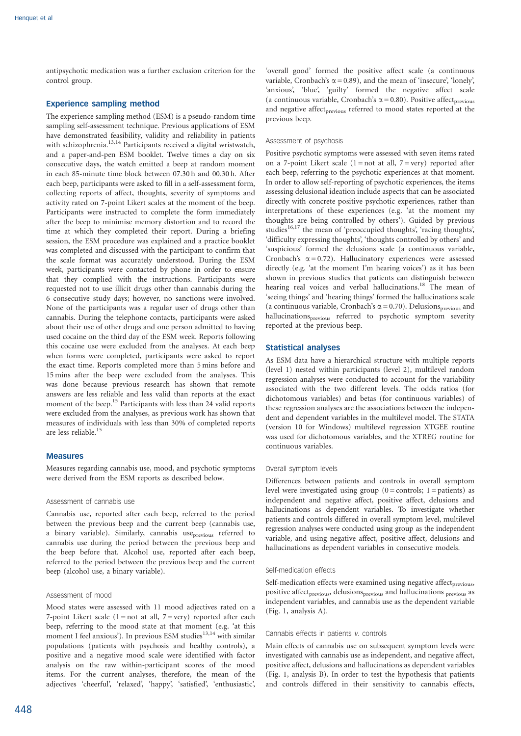antipsychotic medication was a further exclusion criterion for the control group.

## Experience sampling method

The experience sampling method (ESM) is a pseudo-random time sampling self-assessment technique. Previous applications of ESM have demonstrated feasibility, validity and reliability in patients with schizophrenia.[13,14] Participants received a digital wristwatch, and a paper-and-pen ESM booklet. Twelve times a day on six consecutive days, the watch emitted a beep at random moment in each 85-minute time block between 07.30 h and 00.30 h. After each beep, participants were asked to fill in a self-assessment form, collecting reports of affect, thoughts, severity of symptoms and activity rated on 7-point Likert scales at the moment of the beep. Participants were instructed to complete the form immediately after the beep to minimise memory distortion and to record the time at which they completed their report. During a briefing session, the ESM procedure was explained and a practice booklet was completed and discussed with the participant to confirm that the scale format was accurately understood. During the ESM week, participants were contacted by phone in order to ensure that they complied with the instructions. Participants were requested not to use illicit drugs other than cannabis during the 6 consecutive study days; however, no sanctions were involved. None of the participants was a regular user of drugs other than cannabis. During the telephone contacts, participants were asked about their use of other drugs and one person admitted to having used cocaine on the third day of the ESM week. Reports following this cocaine use were excluded from the analyses. At each beep when forms were completed, participants were asked to report the exact time. Reports completed more than 5 mins before and 15 mins after the beep were excluded from the analyses. This was done because previous research has shown that remote answers are less reliable and less valid than reports at the exact moment of the beep.[15] Participants with less than 24 valid reports were excluded from the analyses, as previous work has shown that measures of individuals with less than 30% of completed reports are less reliable.[15]

## Measures

Measures regarding cannabis use, mood, and psychotic symptoms were derived from the ESM reports as described below.

### Assessment of cannabis use

Cannabis use, reported after each beep, referred to the period between the previous beep and the current beep (cannabis use, a binary variable). Similarly, cannabis use$_{previous}$ referred to cannabis use during the period between the previous beep and the beep before that. Alcohol use, reported after each beep, referred to the period between the previous beep and the current beep (alcohol use, a binary variable).

### Assessment of mood

Mood states were assessed with 11 mood adjectives rated on a 7-point Likert scale (1 = not at all, 7 = very) reported after each beep, referring to the mood state at that moment (e.g. 'at this moment I feel anxious'). In previous ESM studies[13,14] with similar populations (patients with psychosis and healthy controls), a positive and a negative mood scale were identified with factor analysis on the raw within-participant scores of the mood items. For the current analyses, therefore, the mean of the adjectives 'cheerful', 'relaxed', 'happy', 'satisfied', 'enthusiastic', 'overall good' formed the positive affect scale (a continuous variable, Cronbach's $\alpha = 0.89$), and the mean of 'insecure', 'lonely', 'anxious', 'blue', 'guilty' formed the negative affect scale (a continuous variable, Cronbach's $\alpha = 0.80$). Positive affect$_{previous}$ and negative affect$_{previous}$ referred to mood states reported at the previous beep.

### Assessment of psychosis

Positive psychotic symptoms were assessed with seven items rated on a 7-point Likert scale (1 = not at all, 7 = very) reported after each beep, referring to the psychotic experiences at that moment. In order to allow self-reporting of psychotic experiences, the items assessing delusional ideation include aspects that can be associated directly with concrete positive psychotic experiences, rather than interpretations of these experiences (e.g. 'at the moment my thoughts are being controlled by others'). Guided by previous studies[16,17] the mean of 'preoccupied thoughts', 'racing thoughts', 'difficulty expressing thoughts', 'thoughts controlled by others' and 'suspicious' formed the delusions scale (a continuous variable, Cronbach's $\alpha = 0.72$). Hallucinatory experiences were assessed directly (e.g. 'at the moment I'm hearing voices') as it has been shown in previous studies that patients can distinguish between hearing real voices and verbal hallucinations.[18] The mean of 'seeing things' and 'hearing things' formed the hallucinations scale (a continuous variable, Cronbach's $\alpha = 0.70$). Delusions$_{previous}$ and hallucinations$_{previous}$ referred to psychotic symptom severity reported at the previous beep.

## Statistical analyses

As ESM data have a hierarchical structure with multiple reports (level 1) nested within participants (level 2), multilevel random regression analyses were conducted to account for the variability associated with the two different levels. The odds ratios (for dichotomous variables) and betas (for continuous variables) of these regression analyses are the associations between the independent and dependent variables in the multilevel model. The STATA (version 10 for Windows) multilevel regression XTGEE routine was used for dichotomous variables, and the XTREG routine for continuous variables.

### Overall symptom levels

Differences between patients and controls in overall symptom level were investigated using group (0 = controls; 1 = patients) as independent and negative affect, positive affect, delusions and hallucinations as dependent variables. To investigate whether patients and controls differed in overall symptom level, multilevel regression analyses were conducted using group as the independent variable, and using negative affect, positive affect, delusions and hallucinations as dependent variables in consecutive models.

### Self-medication effects

Self-medication effects were examined using negative affect$_{previous}$, positive affect$_{previous}$, delusions$_{previous}$ and hallucinations$_{previous}$ as independent variables, and cannabis use as the dependent variable (Fig. 1, analysis A).

### Cannabis effects in patients *v.* controls

Main effects of cannabis use on subsequent symptom levels were investigated with cannabis use as independent, and negative affect, positive affect, delusions and hallucinations as dependent variables (Fig. 1, analysis B). In order to test the hypothesis that patients and controls differed in their sensitivity to cannabis effects,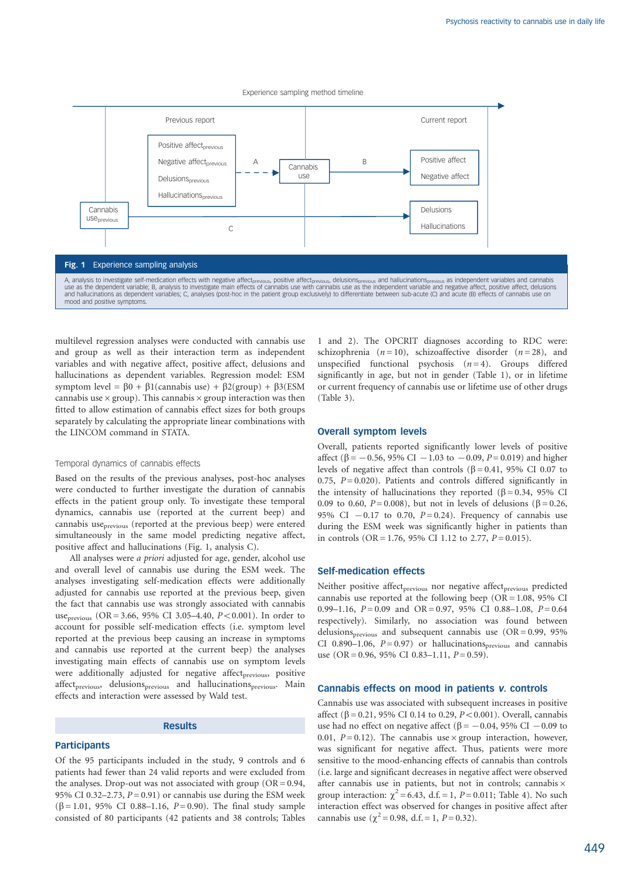Fig. 1 Experience sampling analysis

A, analysis to investigate self-medication effects with negative $affect_{previous}$, positive $affect_{previous}$, $delusions_{previous}$ and $hallucinations_{previous}$ as independent variables and cannabis use as the dependent variable; B, analysis to investigate main effects of cannabis use with cannabis use as the independent variable and negative affect, positive affect, delusions and hallucinations as dependent variables; C, analyses (post-hoc in the patient group exclusively) to differentiate between sub-acute (C) and acute (B) effects of cannabis use on mood and positive symptoms.

multilevel regression analyses were conducted with cannabis use and group as well as their interaction term as independent variables and with negative affect, positive affect, delusions and hallucinations as dependent variables. Regression model: ESM symptom level = $\beta0$ + $\beta1$(cannabis use) + $\beta2$(group) + $\beta3$(ESM cannabis use × group). This cannabis × group interaction was then fitted to allow estimation of cannabis effect sizes for both groups separately by calculating the appropriate linear combinations with the LINCOM command in STATA.

### Temporal dynamics of cannabis effects

Based on the results of the previous analyses, post-hoc analyses were conducted to further investigate the duration of cannabis effects in the patient group only. To investigate these temporal dynamics, cannabis use (reported at the current beep) and cannabis $use_{previous}$ (reported at the previous beep) were entered simultaneously in the same model predicting negative affect, positive affect and hallucinations (Fig. 1, analysis C).

All analyses were *a priori* adjusted for age, gender, alcohol use and overall level of cannabis use during the ESM week. The analyses investigating self-medication effects were additionally adjusted for cannabis use reported at the previous beep, given the fact that cannabis use was strongly associated with cannabis $use_{previous}$ (OR = 3.66, 95% CI 3.05–4.40, $P<0.001$). In order to account for possible self-medication effects (i.e. symptom level reported at the previous beep causing an increase in symptoms and cannabis use reported at the current beep) the analyses investigating main effects of cannabis use on symptom levels were additionally adjusted for negative $affect_{previous}$, positive $affect_{previous}$, $delusions_{previous}$ and $hallucinations_{previous}$. Main effects and interaction were assessed by Wald test.

## Results

### Participants

Of the 95 participants included in the study, 9 controls and 6 patients had fewer than 24 valid reports and were excluded from the analyses. Drop-out was not associated with group (OR = 0.94, 95% CI 0.32–2.73, $P=0.91$) or cannabis use during the ESM week ($\beta=1.01$, 95% CI 0.88–1.16, $P=0.90$). The final study sample consisted of 80 participants (42 patients and 38 controls; Tables 1 and 2). The OPCRIT diagnoses according to RDC were: schizophrenia ($n=10$), schizoaffective disorder ($n=28$), and unspecified functional psychosis ($n=4$). Groups differed significantly in age, but not in gender (Table 1), or in lifetime or current frequency of cannabis use or lifetime use of other drugs (Table 3).

### Overall symptom levels

Overall, patients reported significantly lower levels of positive affect ($\beta=-0.56$, 95% CI $-1.03$ to $-0.09$, $P=0.019$) and higher levels of negative affect than controls ($\beta=0.41$, 95% CI 0.07 to 0.75, $P=0.020$). Patients and controls differed significantly in the intensity of hallucinations they reported ($\beta=0.34$, 95% CI 0.09 to 0.60, $P=0.008$), but not in levels of delusions ($\beta=0.26$, 95% CI $-0.17$ to 0.70, $P=0.24$). Frequency of cannabis use during the ESM week was significantly higher in patients than in controls (OR = 1.76, 95% CI 1.12 to 2.77, $P=0.015$).

### Self-medication effects

Neither positive $affect_{previous}$ nor negative $affect_{previous}$ predicted cannabis use reported at the following beep (OR = 1.08, 95% CI 0.99–1.16, $P=0.09$ and OR = 0.97, 95% CI 0.88–1.08, $P=0.64$ respectively). Similarly, no association was found between $delusions_{previous}$ and subsequent cannabis use (OR = 0.99, 95% CI 0.890–1.06, $P=0.97$) or $hallucinations_{previous}$ and cannabis use (OR = 0.96, 95% CI 0.83–1.11, $P=0.59$).

### Cannabis effects on mood in patients *v.* controls

Cannabis use was associated with subsequent increases in positive affect ($\beta=0.21$, 95% CI 0.14 to 0.29, $P<0.001$). Overall, cannabis use had no effect on negative affect ($\beta=-0.04$, 95% CI $-0.09$ to 0.01, $P=0.12$). The cannabis use × group interaction, however, was significant for negative affect. Thus, patients were more sensitive to the mood-enhancing effects of cannabis than controls (i.e. large and significant decreases in negative affect were observed after cannabis use in patients, but not in controls; cannabis × group interaction: $\chi^2=6.43$, d.f. = 1, $P=0.011$; Table 4). No such interaction effect was observed for changes in positive affect after cannabis use ($\chi^2=0.98$, d.f. = 1, $P=0.32$).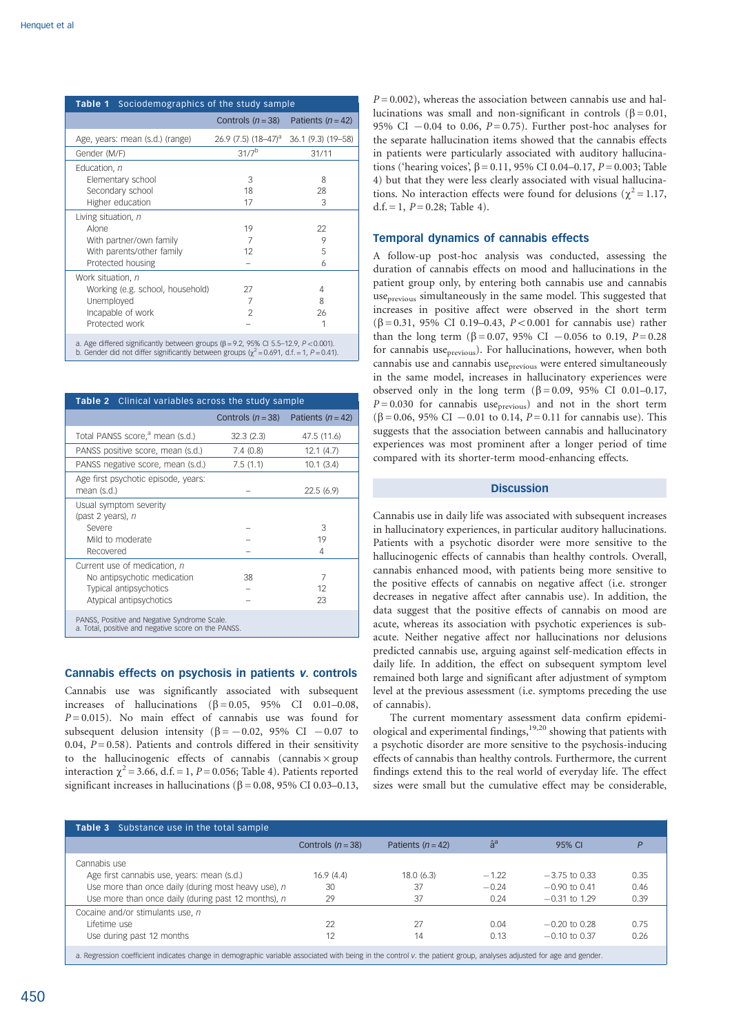**Table 1** Sociodemographics of the study sample

| | Controls ($n=38$) | Patients ($n=42$) |
|---|---|---|
| Age, years: mean (s.d.) (range) | 26.9 (7.5) (18–47)[a] | 36.1 (9.3) (19–58) |
| Gender (M/F) | 31/7[b] | 31/11 |
| Education, *n* | | |
| Elementary school | 3 | 8 |
| Secondary school | 18 | 28 |
| Higher education | 17 | 3 |
| Living situation, *n* | | |
| Alone | 19 | 22 |
| With partner/own family | 7 | 9 |
| With parents/other family | 12 | 5 |
| Protected housing | – | 6 |
| Work situation, *n* | | |
| Working (e.g. school, household) | 27 | 4 |
| Unemployed | 7 | 8 |
| Incapable of work | 2 | 26 |
| Protected work | – | 1 |

a. Age differed significantly between groups ($\beta=9.2$, 95% CI 5.5–12.9, $P<0.001$).
b. Gender did not differ significantly between groups ($\chi^2=0.691$, d.f. = 1, $P=0.41$).

**Table 2** Clinical variables across the study sample

| | Controls ($n=38$) | Patients ($n=42$) |
|---|---|---|
| Total PANSS score,[a] mean (s.d.) | 32.3 (2.3) | 47.5 (11.6) |
| PANSS positive score, mean (s.d.) | 7.4 (0.8) | 12.1 (4.7) |
| PANSS negative score, mean (s.d.) | 7.5 (1.1) | 10.1 (3.4) |
| Age first psychotic episode, years: mean (s.d.) | – | 22.5 (6.9) |
| Usual symptom severity (past 2 years), *n* | | |
| Severe | – | 3 |
| Mild to moderate | – | 19 |
| Recovered | – | 4 |
| Current use of medication, *n* | | |
| No antipsychotic medication | 38 | 7 |
| Typical antipsychotics | – | 12 |
| Atypical antipsychotics | – | 23 |

PANSS, Positive and Negative Syndrome Scale.
a. Total, positive and negative score on the PANSS.

### Cannabis effects on psychosis in patients *v.* controls

Cannabis use was significantly associated with subsequent increases of hallucinations ($\beta=0.05$, 95% CI 0.01–0.08, $P=0.015$). No main effect of cannabis use was found for subsequent delusion intensity ($\beta=-0.02$, 95% CI $-0.07$ to 0.04, $P=0.58$). Patients and controls differed in their sensitivity to the hallucinogenic effects of cannabis (cannabis × group interaction $\chi^2=3.66$, d.f. = 1, $P=0.056$; Table 4). Patients reported significant increases in hallucinations ($\beta=0.08$, 95% CI 0.03–0.13, $P=0.002$), whereas the association between cannabis use and hallucinations was small and non-significant in controls ($\beta=0.01$, 95% CI $-0.04$ to 0.06, $P=0.75$). Further post-hoc analyses for the separate hallucination items showed that the cannabis effects in patients were particularly associated with auditory hallucinations ('hearing voices', $\beta=0.11$, 95% CI 0.04–0.17, $P=0.003$; Table 4) but that they were less clearly associated with visual hallucinations. No interaction effects were found for delusions ($\chi^2=1.17$, d.f. = 1, $P=0.28$; Table 4).

### Temporal dynamics of cannabis effects

A follow-up post-hoc analysis was conducted, assessing the duration of cannabis effects on mood and hallucinations in the patient group only, by entering both cannabis use and cannabis $use_{previous}$ simultaneously in the same model. This suggested that increases in positive affect were observed in the short term ($\beta=0.31$, 95% CI 0.19–0.43, $P<0.001$ for cannabis use) rather than the long term ($\beta=0.07$, 95% CI $-0.056$ to 0.19, $P=0.28$ for cannabis $use_{previous}$). For hallucinations, however, when both cannabis use and cannabis $use_{previous}$ were entered simultaneously in the same model, increases in hallucinatory experiences were observed only in the long term ($\beta=0.09$, 95% CI 0.01–0.17, $P=0.030$ for cannabis $use_{previous}$) and not in the short term ($\beta=0.06$, 95% CI $-0.01$ to 0.14, $P=0.11$ for cannabis use). This suggests that the association between cannabis and hallucinatory experiences was most prominent after a longer period of time compared with its shorter-term mood-enhancing effects.

## Discussion

Cannabis use in daily life was associated with subsequent increases in hallucinatory experiences, in particular auditory hallucinations. Patients with a psychotic disorder were more sensitive to the hallucinogenic effects of cannabis than healthy controls. Overall, cannabis enhanced mood, with patients being more sensitive to the positive effects of cannabis on negative affect (i.e. stronger decreases in negative affect after cannabis use). In addition, the data suggest that the positive effects of cannabis on mood are acute, whereas its association with psychotic experiences is subacute. Neither negative affect nor hallucinations nor delusions predicted cannabis use, arguing against self-medication effects in daily life. In addition, the effect on subsequent symptom level remained both large and significant after adjustment of symptom level at the previous assessment (i.e. symptoms preceding the use of cannabis).

The current momentary assessment data confirm epidemiological and experimental findings,[19,20] showing that patients with a psychotic disorder are more sensitive to the psychosis-inducing effects of cannabis than healthy controls. Furthermore, the current findings extend this to the real world of everyday life. The effect sizes were small but the cumulative effect may be considerable,

**Table 3** Substance use in the total sample

| | Controls ($n=38$) | Patients ($n=42$) | â[a] | 95% CI | *P* |
|---|---|---|---|---|---|
| Cannabis use | | | | | |
| Age first cannabis use, years: mean (s.d.) | 16.9 (4.4) | 18.0 (6.3) | $-1.22$ | $-3.75$ to 0.33 | 0.35 |
| Use more than once daily (during most heavy use), *n* | 30 | 37 | $-0.24$ | $-0.90$ to 0.41 | 0.46 |
| Use more than once daily (during past 12 months), *n* | 29 | 37 | 0.24 | $-0.31$ to 1.29 | 0.39 |
| Cocaine and/or stimulants use, *n* | | | | | |
| Lifetime use | 22 | 27 | 0.04 | $-0.20$ to 0.28 | 0.75 |
| Use during past 12 months | 12 | 14 | 0.13 | $-0.10$ to 0.37 | 0.26 |

a. Regression coefficient indicates change in demographic variable associated with being in the control *v.* the patient group, analyses adjusted for age and gender.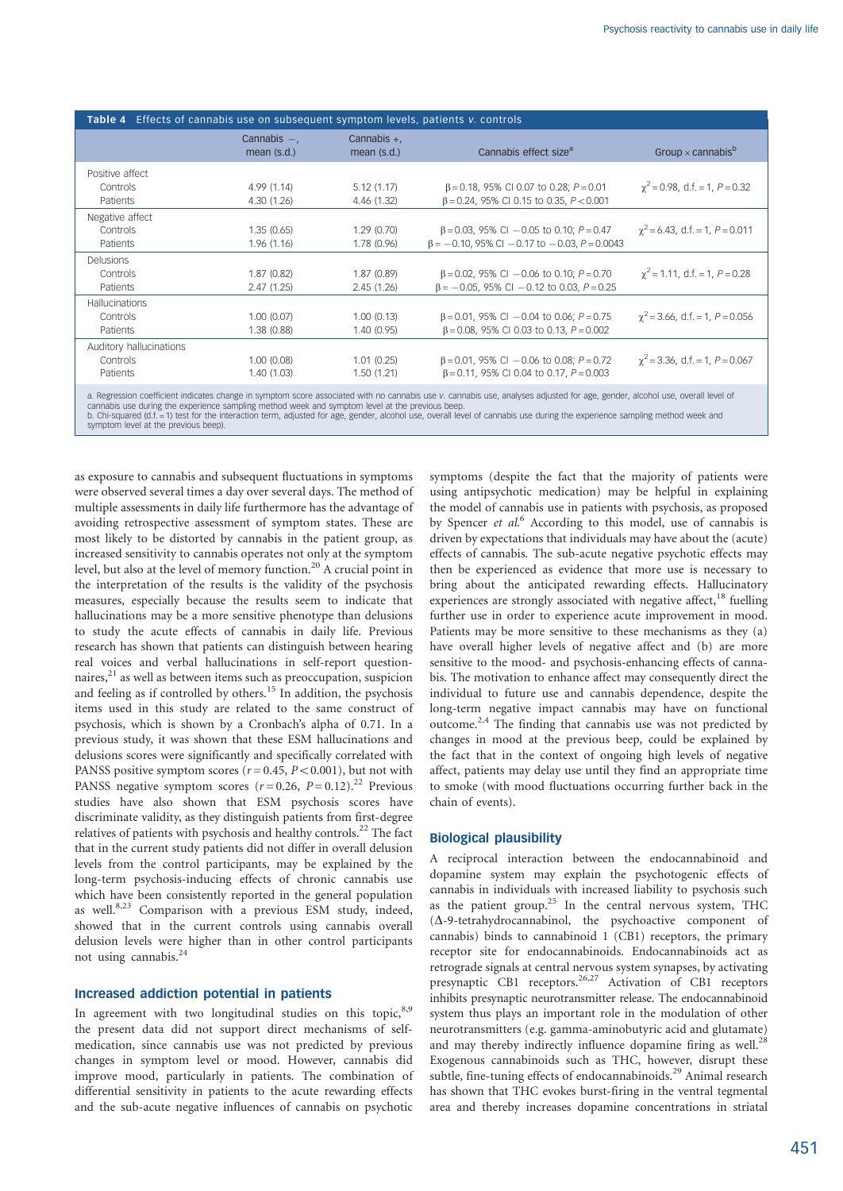**Table 4** Effects of cannabis use on subsequent symptom levels, patients *v.* controls

| | Cannabis −, mean (s.d.) | Cannabis +, mean (s.d.) | Cannabis effect size[a] | Group × cannabis[b] |
|---|---|---|---|---|
| Positive affect | | | | |
| Controls | 4.99 (1.14) | 5.12 (1.17) | β = 0.18, 95% CI 0.07 to 0.28; *P* = 0.01 | $\chi^2$ = 0.98, d.f. = 1, *P* = 0.32 |
| Patients | 4.30 (1.26) | 4.46 (1.32) | β = 0.24, 95% CI 0.15 to 0.35, *P* < 0.001 | |
| Negative affect | | | | |
| Controls | 1.35 (0.65) | 1.29 (0.70) | β = 0.03, 95% CI −0.05 to 0.10; *P* = 0.47 | $\chi^2$ = 6.43, d.f. = 1, *P* = 0.011 |
| Patients | 1.96 (1.16) | 1.78 (0.96) | β = −0.10, 95% CI −0.17 to −0.03, *P* = 0.0043 | |
| Delusions | | | | |
| Controls | 1.87 (0.82) | 1.87 (0.89) | β = 0.02, 95% CI −0.06 to 0.10; *P* = 0.70 | $\chi^2$ = 1.11, d.f. = 1, *P* = 0.28 |
| Patients | 2.47 (1.25) | 2.45 (1.26) | β = −0.05, 95% CI −0.12 to 0.03, *P* = 0.25 | |
| Hallucinations | | | | |
| Controls | 1.00 (0.07) | 1.00 (0.13) | β = 0.01, 95% CI −0.04 to 0.06; *P* = 0.75 | $\chi^2$ = 3.66, d.f. = 1, *P* = 0.056 |
| Patients | 1.38 (0.88) | 1.40 (0.95) | β = 0.08, 95% CI 0.03 to 0.13, *P* = 0.002 | |
| Auditory hallucinations | | | | |
| Controls | 1.00 (0.08) | 1.01 (0.25) | β = 0.01, 95% CI −0.06 to 0.08; *P* = 0.72 | $\chi^2$ = 3.36, d.f. = 1, *P* = 0.067 |
| Patients | 1.40 (1.03) | 1.50 (1.21) | β = 0.11, 95% CI 0.04 to 0.17, *P* = 0.003 | |

a. Regression coefficient indicates change in symptom score associated with no cannabis use *v.* cannabis use, analyses adjusted for age, gender, alcohol use, overall level of cannabis use during the experience sampling method week and symptom level at the previous beep.
b. Chi-squared (d.f. = 1) test for the interaction term, adjusted for age, gender, alcohol use, overall level of cannabis use during the experience sampling method week and symptom level at the previous beep).

as exposure to cannabis and subsequent fluctuations in symptoms were observed several times a day over several days. The method of multiple assessments in daily life furthermore has the advantage of avoiding retrospective assessment of symptom states. These are most likely to be distorted by cannabis in the patient group, as increased sensitivity to cannabis operates not only at the symptom level, but also at the level of memory function.[20] A crucial point in the interpretation of the results is the validity of the psychosis measures, especially because the results seem to indicate that hallucinations may be a more sensitive phenotype than delusions to study the acute effects of cannabis in daily life. Previous research has shown that patients can distinguish between hearing real voices and verbal hallucinations in self-report questionnaires,[21] as well as between items such as preoccupation, suspicion and feeling as if controlled by others.[15] In addition, the psychosis items used in this study are related to the same construct of psychosis, which is shown by a Cronbach's alpha of 0.71. In a previous study, it was shown that these ESM hallucinations and delusions scores were significantly and specifically correlated with PANSS positive symptom scores ($r = 0.45$, $P < 0.001$), but not with PANSS negative symptom scores ($r = 0.26$, $P = 0.12$).[22] Previous studies have also shown that ESM psychosis scores have discriminate validity, as they distinguish patients from first-degree relatives of patients with psychosis and healthy controls.[22] The fact that in the current study patients did not differ in overall delusion levels from the control participants, may be explained by the long-term psychosis-inducing effects of chronic cannabis use which have been consistently reported in the general population as well.[8,23] Comparison with a previous ESM study, indeed, showed that in the current controls using cannabis overall delusion levels were higher than in other control participants not using cannabis.[24]

## Increased addiction potential in patients

In agreement with two longitudinal studies on this topic,[8,9] the present data did not support direct mechanisms of self-medication, since cannabis use was not predicted by previous changes in symptom level or mood. However, cannabis did improve mood, particularly in patients. The combination of differential sensitivity in patients to the acute rewarding effects and the sub-acute negative influences of cannabis on psychotic symptoms (despite the fact that the majority of patients were using antipsychotic medication) may be helpful in explaining the model of cannabis use in patients with psychosis, as proposed by Spencer *et al*.[6] According to this model, use of cannabis is driven by expectations that individuals may have about the (acute) effects of cannabis. The sub-acute negative psychotic effects may then be experienced as evidence that more use is necessary to bring about the anticipated rewarding effects. Hallucinatory experiences are strongly associated with negative affect,[18] fuelling further use in order to experience acute improvement in mood. Patients may be more sensitive to these mechanisms as they (a) have overall higher levels of negative affect and (b) are more sensitive to the mood- and psychosis-enhancing effects of cannabis. The motivation to enhance affect may consequently direct the individual to future use and cannabis dependence, despite the long-term negative impact cannabis may have on functional outcome.[2,4] The finding that cannabis use was not predicted by changes in mood at the previous beep, could be explained by the fact that in the context of ongoing high levels of negative affect, patients may delay use until they find an appropriate time to smoke (with mood fluctuations occurring further back in the chain of events).

## Biological plausibility

A reciprocal interaction between the endocannabinoid and dopamine system may explain the psychogenic effects of cannabis in individuals with increased liability to psychosis such as the patient group.[25] In the central nervous system, THC (Δ-9-tetrahydrocannabinol, the psychoactive component of cannabis) binds to cannabinoid 1 (CB1) receptors, the primary receptor site for endocannabinoids. Endocannabinoids act as retrograde signals at central nervous system synapses, by activating presynaptic CB1 receptors.[26,27] Activation of CB1 receptors inhibits presynaptic neurotransmitter release. The endocannabinoid system thus plays an important role in the modulation of other neurotransmitters (e.g. gamma-aminobutyric acid and glutamate) and may thereby indirectly influence dopamine firing as well.[28] Exogenous cannabinoids such as THC, however, disrupt these subtle, fine-tuning effects of endocannabinoids.[29] Animal research has shown that THC evokes burst-firing in the ventral tegmental area and thereby increases dopamine concentrations in striatal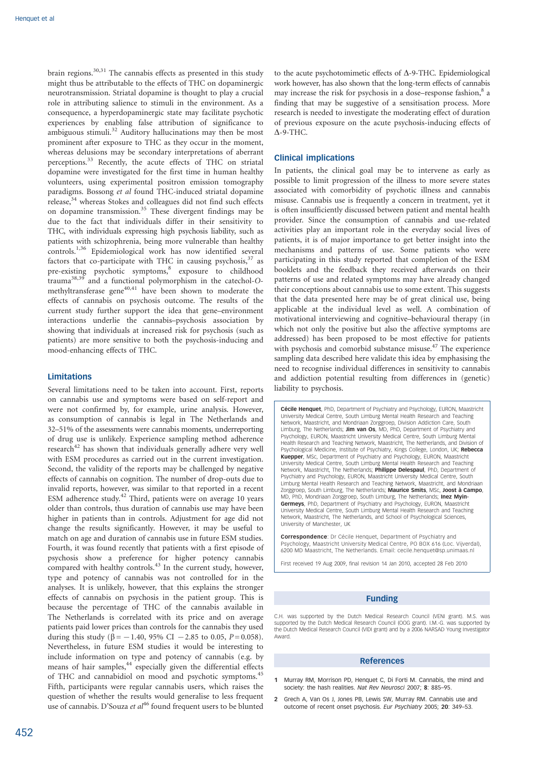brain regions.[30,31] The cannabis effects as presented in this study might thus be attributable to the effects of THC on dopaminergic neurotransmission. Striatal dopamine is thought to play a crucial role in attributing salience to stimuli in the environment. As a consequence, a hyperdopaminergic state may facilitate psychotic experiences by enabling false attribution of significance to ambiguous stimuli.[32] Auditory hallucinations may then be most prominent after exposure to THC as they occur in the moment, whereas delusions may be secondary interpretations of aberrant perceptions.[33] Recently, the acute effects of THC on striatal dopamine were investigated for the first time in human healthy volunteers, using experimental positron emission tomography paradigms. Bossong *et al* found THC-induced striatal dopamine release,[34] whereas Stokes and colleagues did not find such effects on dopamine transmission.[35] These divergent findings may be due to the fact that individuals differ in their sensitivity to THC, with individuals expressing high psychosis liability, such as patients with schizophrenia, being more vulnerable than healthy controls.[1,36] Epidemiological work has now identified several factors that co-participate with THC in causing psychosis,[37] as pre-existing psychotic symptoms,[8] exposure to childhood trauma[38,39] and a functional polymorphism in the catechol-*O*-methyltransferase gene[40,41] have been shown to moderate the effects of cannabis on psychosis outcome. The results of the current study further support the idea that gene–environment interactions underlie the cannabis–psychosis association by showing that individuals at increased risk for psychosis (such as patients) are more sensitive to both the psychosis-inducing and mood-enhancing effects of THC.

## Limitations

Several limitations need to be taken into account. First, reports on cannabis use and symptoms were based on self-report and were not confirmed by, for example, urine analysis. However, as consumption of cannabis is legal in The Netherlands and 32–51% of the assessments were cannabis moments, underreporting of drug use is unlikely. Experience sampling method adherence research[42] has shown that individuals generally adhere very well with ESM procedures as carried out in the current investigation. Second, the validity of the reports may be challenged by negative effects of cannabis on cognition. The number of drop-outs due to invalid reports, however, was similar to that reported in a recent ESM adherence study.[42] Third, patients were on average 10 years older than controls, thus duration of cannabis use may have been higher in patients than in controls. Adjustment for age did not change the results significantly. However, it may be useful to match on age and duration of cannabis use in future ESM studies. Fourth, it was found recently that patients with a first episode of psychosis show a preference for higher potency cannabis compared with healthy controls.[43] In the current study, however, type and potency of cannabis was not controlled for in the analyses. It is unlikely, however, that this explains the stronger effects of cannabis on psychosis in the patient group. This is because the percentage of THC of the cannabis available in The Netherlands is correlated with its price and on average patients paid lower prices than controls for the cannabis they used during this study ($\beta = -1.40$, 95% CI $-2.85$ to 0.05, $P = 0.058$). Nevertheless, in future ESM studies it would be interesting to include information on type and potency of cannabis (e.g. by means of hair samples,[44] especially given the differential effects of THC and cannabidiol on mood and psychotic symptoms.[45] Fifth, participants were regular cannabis users, which raises the question of whether the results would generalise to less frequent use of cannabis. D'Souza *et al*[46] found frequent users to be blunted to the acute psychotomimetic effects of Δ-9-THC. Epidemiological work however, has also shown that the long-term effects of cannabis may increase the risk for psychosis in a dose–response fashion,[8] a finding that may be suggestive of a sensitisation process. More research is needed to investigate the moderating effect of duration of previous exposure on the acute psychosis-inducing effects of Δ-9-THC.

## Clinical implications

In patients, the clinical goal may be to intervene as early as possible to limit progression of the illness to more severe states associated with comorbidity of psychotic illness and cannabis misuse. Cannabis use is frequently a concern in treatment, yet it is often insufficiently discussed between patient and mental health provider. Since the consumption of cannabis and use-related activities play an important role in the everyday social lives of patients, it is of major importance to get better insight into the mechanisms and patterns of use. Some patients who were participating in this study reported that completion of the ESM booklets and the feedback they received afterwards on their patterns of use and related symptoms may have already changed their conceptions about cannabis use to some extent. This suggests that the data presented here may be of great clinical use, being applicable at the individual level as well. A combination of motivational interviewing and cognitive–behavioural therapy (in which not only the positive but also the affective symptoms are addressed) has been proposed to be most effective for patients with psychosis and comorbid substance misuse.[47] The experience sampling data described here validate this idea by emphasising the need to recognise individual differences in sensitivity to cannabis and addiction potential resulting from differences in (genetic) liability to psychosis.

**Cécile Henquet**, PhD, Department of Psychiatry and Psychology, EURON, Maastricht University Medical Centre, South Limburg Mental Health Research and Teaching Network, Maastricht, and Mondriaan Zorggroep, Division Addiction Care, South Limburg, The Netherlands; **Jim van Os**, MD, PhD, Department of Psychiatry and Psychology, EURON, Maastricht University Medical Centre, South Limburg Mental Health Research and Teaching Network, Maastricht, The Netherlands, and Division of Psychological Medicine, Institute of Psychiatry, Kings College, London, UK; **Rebecca Kuepper**, MSc, Department of Psychiatry and Psychology, EURON, Maastricht University Medical Centre, South Limburg Mental Health Research and Teaching Network, Maastricht, The Netherlands; **Philippe Delespaul**, PhD, Department of Psychiatry and Psychology, EURON, Maastricht University Medical Centre, South Limburg Mental Health Research and Teaching Network, Maastricht, and Mondriaan Zorggroep, South Limburg, The Netherlands; **Maurice Smits**, MSc, **Joost à Campo**, MD, PhD, Mondriaan Zorggroep, South Limburg, The Netherlands; **Inez Myin-Germeys**, PhD, Department of Psychiatry and Psychology, EURON, Maastricht University Medical Centre, South Limburg Mental Health Research and Teaching Network, Maastricht, The Netherlands, and School of Psychological Sciences, University of Manchester, UK

**Correspondence**: Dr Cécile Henquet, Department of Psychiatry and Psychology, Maastricht University Medical Centre, PO BOX 616 (Loc. Vijverdal), 6200 MD Maastricht, The Netherlands. Email: cecile.henquet@sp.unimaas.nl

First received 19 Aug 2009, final revision 14 Jan 2010, accepted 28 Feb 2010

## Funding

C.H. was supported by the Dutch Medical Research Council (VENI grant). M.S. was supported by the Dutch Medical Research Council (OOG grant). I.M.-G. was supported by the Dutch Medical Research Council (VIDI grant) and by a 2006 NARSAD Young Investigator Award.

## References

1 Murray RM, Morrison PD, Henquet C, Di Forti M. Cannabis, the mind and society: the hash realities. *Nat Rev Neurosci* 2007; **8**: 885–95.

2 Grech A, Van Os J, Jones PB, Lewis SW, Murray RM. Cannabis use and outcome of recent onset psychosis. *Eur Psychiatry* 2005; **20**: 349–53.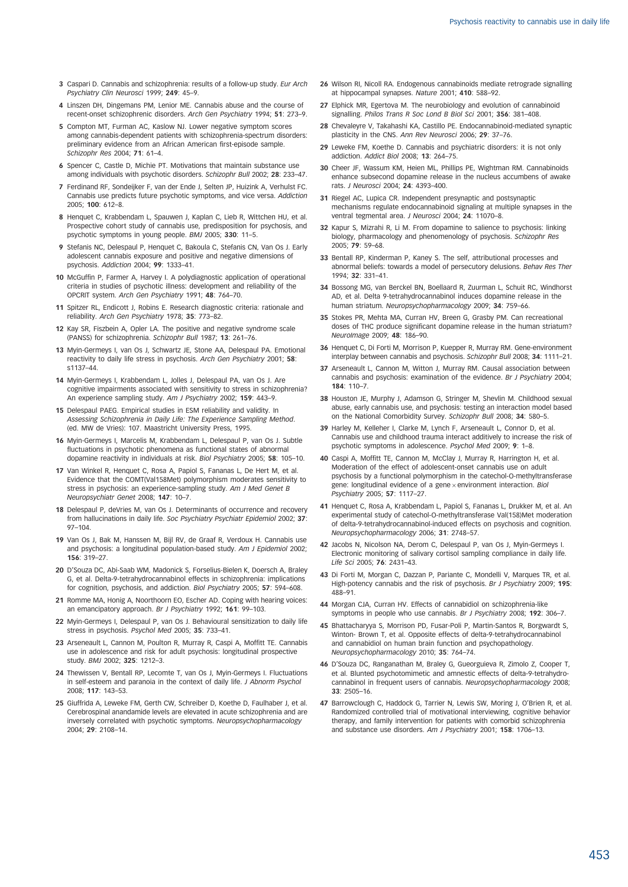3 Caspari D. Cannabis and schizophrenia: results of a follow-up study. *Eur Arch Psychiatry Clin Neurosci* 1999; **249**: 45–9.

4 Linszen DH, Dingemans PM, Lenior ME. Cannabis abuse and the course of recent-onset schizophrenic disorders. *Arch Gen Psychiatry* 1994; **51**: 273–9.

5 Compton MT, Furman AC, Kaslow NJ. Lower negative symptom scores among cannabis-dependent patients with schizophrenia-spectrum disorders: preliminary evidence from an African American first-episode sample. *Schizophr Res* 2004; **71**: 61–4.

6 Spencer C, Castle D, Michie PT. Motivations that maintain substance use among individuals with psychotic disorders. *Schizophr Bull* 2002; **28**: 233–47.

7 Ferdinand RF, Sondeijker F, van der Ende J, Selten JP, Huizink A, Verhulst FC. Cannabis use predicts future psychotic symptoms, and vice versa. *Addiction* 2005; **100**: 612–8.

8 Henquet C, Krabbendam L, Spauwen J, Kaplan C, Lieb R, Wittchen HU, et al. Prospective cohort study of cannabis use, predisposition for psychosis, and psychotic symptoms in young people. *BMJ* 2005; **330**: 11–5.

9 Stefanis NC, Delespaul P, Henquet C, Bakoula C, Stefanis CN, Van Os J. Early adolescent cannabis exposure and positive and negative dimensions of psychosis. *Addiction* 2004; **99**: 1333–41.

10 McGuffin P, Farmer A, Harvey I. A polydiagnostic application of operational criteria in studies of psychotic illness: development and reliability of the OPCRIT system. *Arch Gen Psychiatry* 1991; **48**: 764–70.

11 Spitzer RL, Endicott J, Robins E. Research diagnostic criteria: rationale and reliability. *Arch Gen Psychiatry* 1978; **35**: 773–82.

12 Kay SR, Fiszbein A, Opler LA. The positive and negative syndrome scale (PANSS) for schizophrenia. *Schizophr Bull* 1987; **13**: 261–76.

13 Myin-Germeys I, van Os J, Schwartz JE, Stone AA, Delespaul PA. Emotional reactivity to daily life stress in psychosis. *Arch Gen Psychiatry* 2001; **58**: s1137–44.

14 Myin-Germeys I, Krabbendam L, Jolles J, Delespaul PA, van Os J. Are cognitive impairments associated with sensitivity to stress in schizophrenia? An experience sampling study. *Am J Psychiatry* 2002; **159**: 443–9.

15 Delespaul PAEG. Empirical studies in ESM reliability and validity. In *Assessing Schizophrenia in Daily Life: The Experience Sampling Method*. (ed. MW de Vries): 107. Maastricht University Press, 1995.

16 Myin-Germeys I, Marcelis M, Krabbendam L, Delespaul P, van Os J. Subtle fluctuations in psychotic phenomena as functional states of abnormal dopamine reactivity in individuals at risk. *Biol Psychiatry* 2005; **58**: 105–10.

17 Van Winkel R, Henquet C, Rosa A, Papiol S, Fananas L, De Hert M, et al. Evidence that the COMT(Val158Met) polymorphism moderates sensitivity to stress in psychosis: an experience-sampling study. *Am J Med Genet B Neuropsychiatr Genet* 2008; **147**: 10–7.

18 Delespaul P, deVries M, van Os J. Determinants of occurrence and recovery from hallucinations in daily life. *Soc Psychiatry Psychiatr Epidemiol* 2002; **37**: 97–104.

19 Van Os J, Bak M, Hanssen M, Bijl RV, de Graaf R, Verdoux H. Cannabis use and psychosis: a longitudinal population-based study. *Am J Epidemiol* 2002; **156**: 319–27.

20 D'Souza DC, Abi-Saab WM, Madonick S, Forselius-Bielen K, Doersch A, Braley G, et al. Delta-9-tetrahydrocannabinol effects in schizophrenia: implications for cognition, psychosis, and addiction. *Biol Psychiatry* 2005; **57**: 594–608.

21 Romme MA, Honig A, Noorthoorn EO, Escher AD. Coping with hearing voices: an emancipatory approach. *Br J Psychiatry* 1992; **161**: 99–103.

22 Myin-Germeys I, Delespaul P, van Os J. Behavioural sensitization to daily life stress in psychosis. *Psychol Med* 2005; **35**: 733–41.

23 Arseneault L, Cannon M, Poulton R, Murray R, Caspi A, Moffitt TE. Cannabis use in adolescence and risk for adult psychosis: longitudinal prospective study. *BMJ* 2002; **325**: 1212–3.

24 Thewissen V, Bentall RP, Lecomte T, van Os J, Myin-Germeys I. Fluctuations in self-esteem and paranoia in the context of daily life. *J Abnorm Psychol* 2008; **117**: 143–53.

25 Giuffrida A, Leweke FM, Gerth CW, Schreiber D, Koethe D, Faulhaber J, et al. Cerebrospinal anandamide levels are elevated in acute schizophrenia and are inversely correlated with psychotic symptoms. *Neuropsychopharmacology* 2004; **29**: 2108–14.

26 Wilson RI, Nicoll RA. Endogenous cannabinoids mediate retrograde signalling at hippocampal synapses. *Nature* 2001; **410**: 588–92.

27 Elphick MR, Egertova M. The neurobiology and evolution of cannabinoid signalling. *Philos Trans R Soc Lond B Biol Sci* 2001; **356**: 381–408.

28 Chevaleyre V, Takahashi KA, Castillo PE. Endocannabinoid-mediated synaptic plasticity in the CNS. *Ann Rev Neurosci* 2006; **29**: 37–76.

29 Leweke FM, Koethe D. Cannabis and psychiatric disorders: it is not only addiction. *Addict Biol* 2008; **13**: 264–75.

30 Cheer JF, Wassum KM, Heien ML, Phillips PE, Wightman RM. Cannabinoids enhance subsecond dopamine release in the nucleus accumbens of awake rats. *J Neurosci* 2004; **24**: 4393–400.

31 Riegel AC, Lupica CR. Independent presynaptic and postsynaptic mechanisms regulate endocannabinoid signaling at multiple synapses in the ventral tegmental area. *J Neurosci* 2004; **24**: 11070–8.

32 Kapur S, Mizrahi R, Li M. From dopamine to salience to psychosis: linking biology, pharmacology and phenomenology of psychosis. *Schizophr Res* 2005; **79**: 59–68.

33 Bentall RP, Kinderman P, Kaney S. The self, attributional processes and abnormal beliefs: towards a model of persecutory delusions. *Behav Res Ther* 1994; **32**: 331–41.

34 Bossong MG, van Berckel BN, Boellaard R, Zuurman L, Schuit RC, Windhorst AD, et al. Delta 9-tetrahydrocannabinol induces dopamine release in the human striatum. *Neuropsychopharmacology* 2009; **34**: 759–66.

35 Stokes PR, Mehta MA, Curran HV, Breen G, Grasby PM. Can recreational doses of THC produce significant dopamine release in the human striatum? *NeuroImage* 2009; **48**: 186–90.

36 Henquet C, Di Forti M, Morrison P, Kuepper R, Murray RM. Gene-environment interplay between cannabis and psychosis. *Schizophr Bull* 2008; **34**: 1111–21.

37 Arseneault L, Cannon M, Witton J, Murray RM. Causal association between cannabis and psychosis: examination of the evidence. *Br J Psychiatry* 2004; **184**: 110–7.

38 Houston JE, Murphy J, Adamson G, Stringer M, Shevlin M. Childhood sexual abuse, early cannabis use, and psychosis: testing an interaction model based on the National Comorbidity Survey. *Schizophr Bull* 2008; **34**: 580–5.

39 Harley M, Kelleher I, Clarke M, Lynch F, Arseneault L, Connor D, et al. Cannabis use and childhood trauma interact additively to increase the risk of psychotic symptoms in adolescence. *Psychol Med* 2009; **9**: 1–8.

40 Caspi A, Moffitt TE, Cannon M, McClay J, Murray R, Harrington H, et al. Moderation of the effect of adolescent-onset cannabis use on adult psychosis by a functional polymorphism in the catechol-O-methyltransferase gene: longitudinal evidence of a gene × environment interaction. *Biol Psychiatry* 2005; **57**: 1117–27.

41 Henquet C, Rosa A, Krabbendam L, Papiol S, Fananas L, Drukker M, et al. An experimental study of catechol-O-methyltransferase Val(158)Met moderation of delta-9-tetrahydrocannabinol-induced effects on psychosis and cognition. *Neuropsychopharmacology* 2006; **31**: 2748–57.

42 Jacobs N, Nicolson NA, Derom C, Delespaul P, van Os J, Myin-Germeys I. Electronic monitoring of salivary cortisol sampling compliance in daily life. *Life Sci* 2005; **76**: 2431–43.

43 Di Forti M, Morgan C, Dazzan P, Pariante C, Mondelli V, Marques TR, et al. High-potency cannabis and the risk of psychosis. *Br J Psychiatry* 2009; **195**: 488–91.

44 Morgan CJA, Curran HV. Effects of cannabidiol on schizophrenia-like symptoms in people who use cannabis. *Br J Psychiatry* 2008; **192**: 306–7.

45 Bhattacharyya S, Morrison PD, Fusar-Poli P, Martin-Santos R, Borgwardt S, Winton- Brown T, et al. Opposite effects of delta-9-tetrahydrocannabinol and cannabidiol on human brain function and psychopathology. *Neuropsychopharmacology* 2010; **35**: 764–74.

46 D'Souza DC, Ranganathan M, Braley G, Gueorguieva R, Zimolo Z, Cooper T, et al. Blunted psychotomimetic and amnestic effects of delta-9-tetrahydro-cannabinol in frequent users of cannabis. *Neuropsychopharmacology* 2008; **33**: 2505–16.

47 Barrowclough C, Haddock G, Tarrier N, Lewis SW, Moring J, O'Brien R, et al. Randomized controlled trial of motivational interviewing, cognitive behavior therapy, and family intervention for patients with comorbid schizophrenia and substance use disorders. *Am J Psychiatry* 2001; **158**: 1706–13.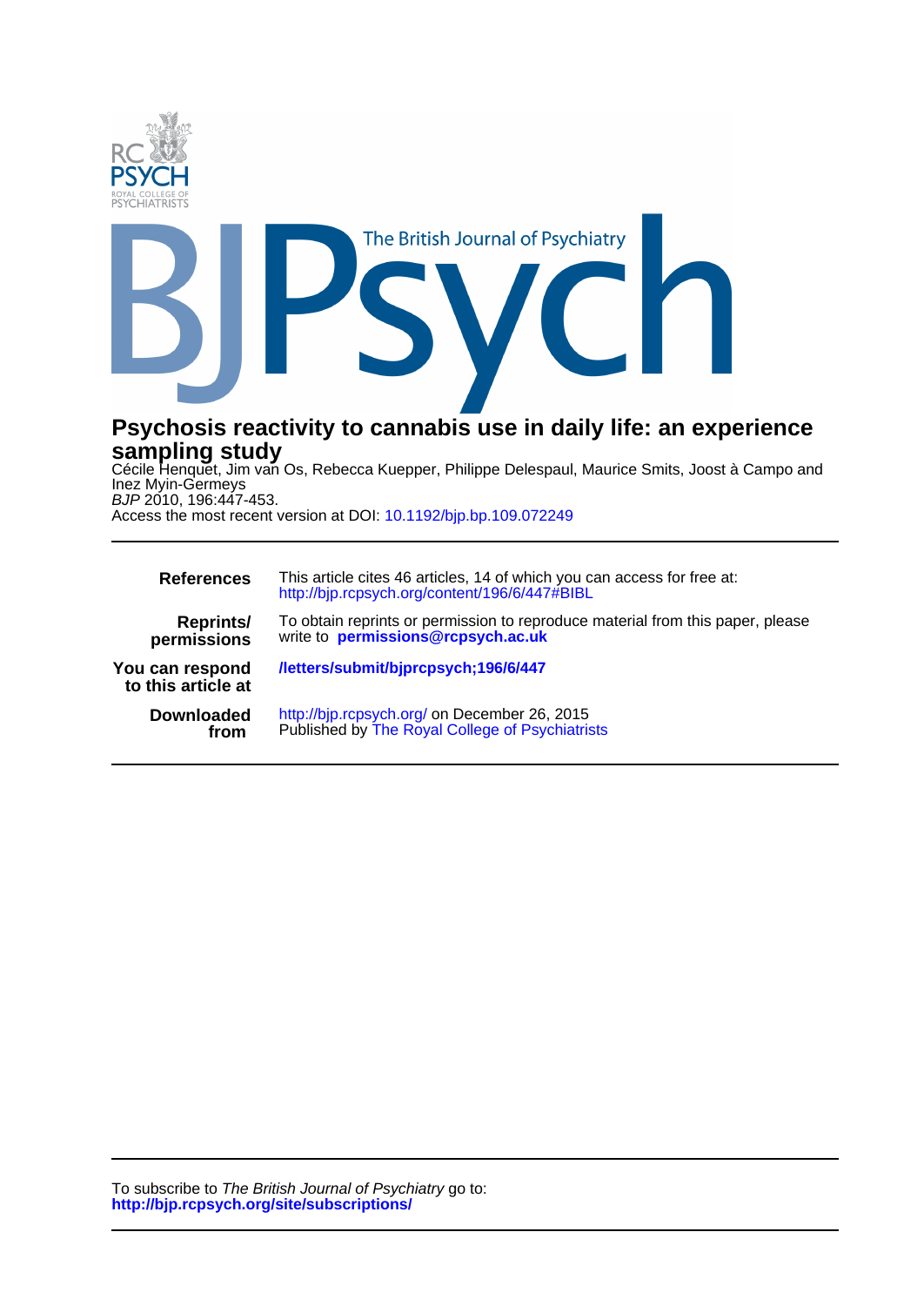**Psychosis reactivity to cannabis use in daily life: an experience sampling study**

Cécile Henquet, Jim van Os, Rebecca Kuepper, Philippe Delespaul, Maurice Smits, Joost à Campo and Inez Myin-Germeys

*BJP* 2010, 196:447-453.

Access the most recent version at DOI: 10.1192/bjp.bp.109.072249

| | |
|---|---|
| **References** | This article cites 46 articles, 14 of which you can access for free at: http://bjp.rcpsych.org/content/196/6/447#BIBL |
| **Reprints/ permissions** | To obtain reprints or permission to reproduce material from this paper, please write to **permissions@rcpsych.ac.uk** |
| **You can respond to this article at** | **/letters/submit/bjprcpsych;196/6/447** |
| **Downloaded from** | http://bjp.rcpsych.org/ on December 26, 2015 Published by The Royal College of Psychiatrists |

To subscribe to *The British Journal of Psychiatry* go to:
**http://bjp.rcpsych.org/site/subscriptions/**